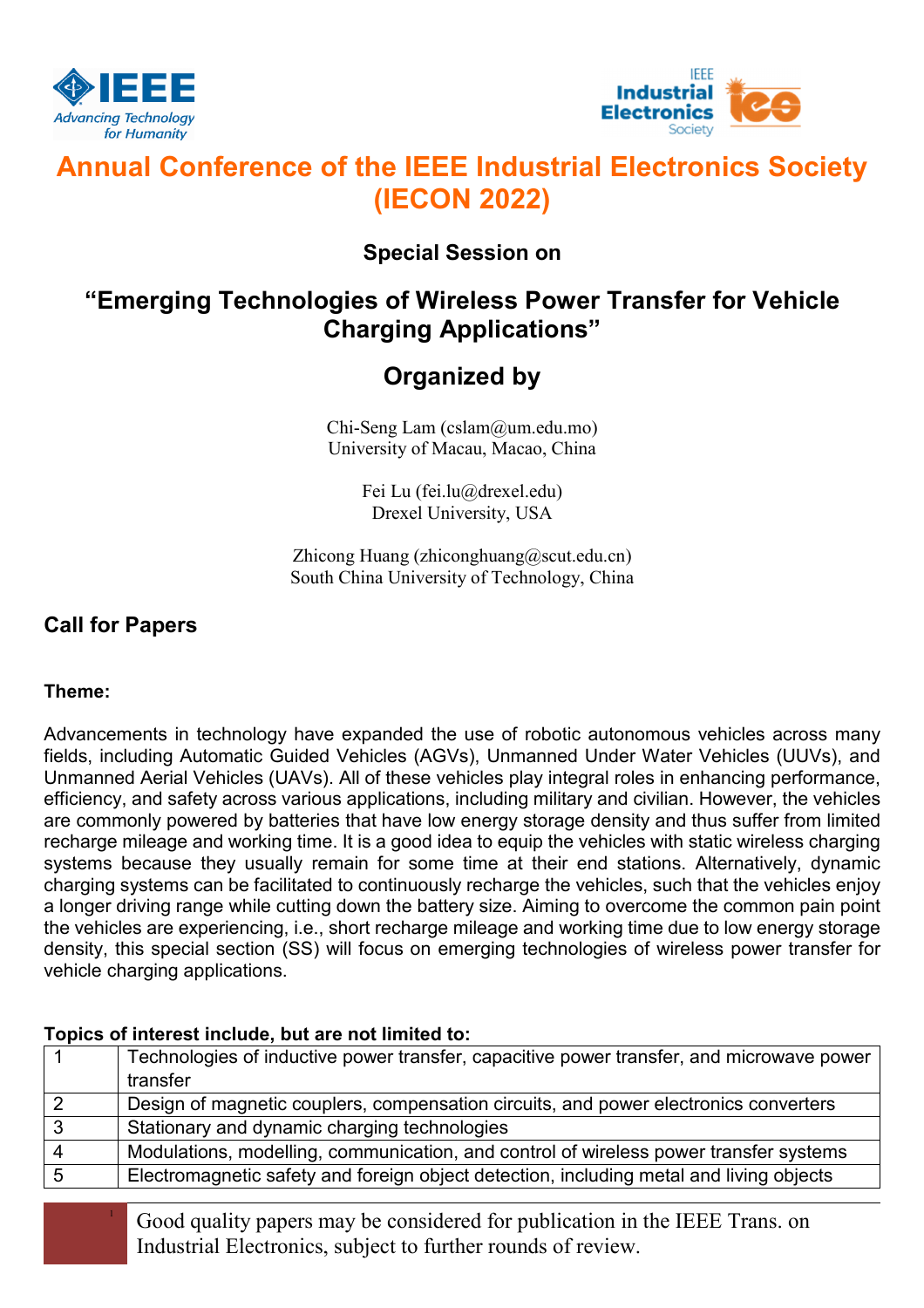# Annual Conference of the IEEE Industrial Electronics Society (IECON 2022)

### Special Session on

## "Emerging Technologies of Wireless Power Transfer for Vehicle Charging Applications"

## Organized by

Chi-Seng Lam (cslam@um.edu.mo)
University of Macau, Macao, China

Fei Lu (fei.lu@drexel.edu)
Drexel University, USA

Zhicong Huang (zhiconghuang@scut.edu.cn)
South China University of Technology, China

## Call for Papers

**Theme:**

Advancements in technology have expanded the use of robotic autonomous vehicles across many fields, including Automatic Guided Vehicles (AGVs), Unmanned Under Water Vehicles (UUVs), and Unmanned Aerial Vehicles (UAVs). All of these vehicles play integral roles in enhancing performance, efficiency, and safety across various applications, including military and civilian. However, the vehicles are commonly powered by batteries that have low energy storage density and thus suffer from limited recharge mileage and working time. It is a good idea to equip the vehicles with static wireless charging systems because they usually remain for some time at their end stations. Alternatively, dynamic charging systems can be facilitated to continuously recharge the vehicles, such that the vehicles enjoy a longer driving range while cutting down the battery size. Aiming to overcome the common pain point the vehicles are experiencing, i.e., short recharge mileage and working time due to low energy storage density, this special section (SS) will focus on emerging technologies of wireless power transfer for vehicle charging applications.

**Topics of interest include, but are not limited to:**

| | |
|---|---|
| 1 | Technologies of inductive power transfer, capacitive power transfer, and microwave power transfer |
| 2 | Design of magnetic couplers, compensation circuits, and power electronics converters |
| 3 | Stationary and dynamic charging technologies |
| 4 | Modulations, modelling, communication, and control of wireless power transfer systems |
| 5 | Electromagnetic safety and foreign object detection, including metal and living objects |

Good quality papers may be considered for publication in the IEEE Trans. on Industrial Electronics, subject to further rounds of review.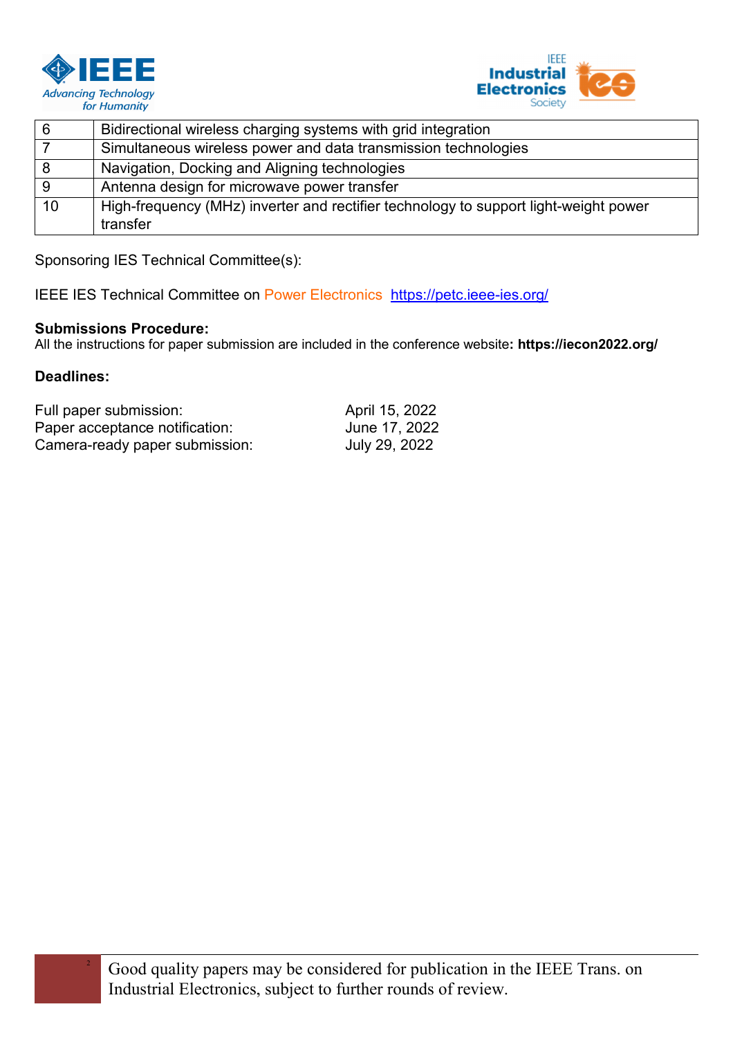| | |
|---|---|
| 6 | Bidirectional wireless charging systems with grid integration |
| 7 | Simultaneous wireless power and data transmission technologies |
| 8 | Navigation, Docking and Aligning technologies |
| 9 | Antenna design for microwave power transfer |
| 10 | High-frequency (MHz) inverter and rectifier technology to support light-weight power transfer |

Sponsoring IES Technical Committee(s):

IEEE IES Technical Committee on Power Electronics https://petc.ieee-ies.org/

**Submissions Procedure:**
All the instructions for paper submission are included in the conference website**: https://iecon2022.org/**

**Deadlines:**

Full paper submission: April 15, 2022
Paper acceptance notification: June 17, 2022
Camera-ready paper submission: July 29, 2022

[2] Good quality papers may be considered for publication in the IEEE Trans. on Industrial Electronics, subject to further rounds of review.